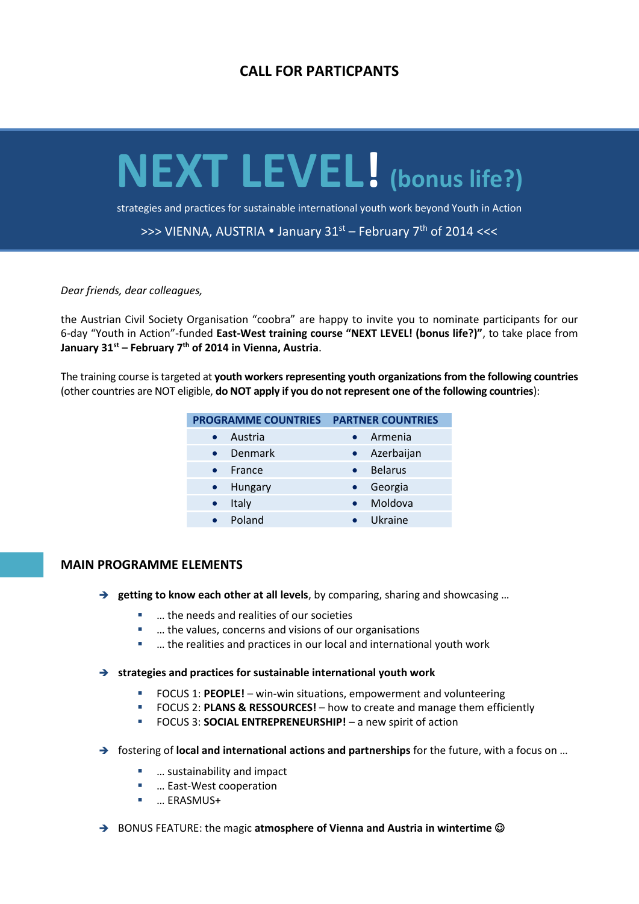**CALL FOR PARTICPANTS**

# NEXT LEVEL! (bonus life?)

strategies and practices for sustainable international youth work beyond Youth in Action

>>> VIENNA, AUSTRIA • January 31st – February 7th of 2014 <<<

*Dear friends, dear colleagues,*

the Austrian Civil Society Organisation "coobra" are happy to invite you to nominate participants for our 6-day "Youth in Action"-funded **East-West training course "NEXT LEVEL! (bonus life?)"**, to take place from **January 31st – February 7th of 2014 in Vienna, Austria**.

The training course is targeted at **youth workers representing youth organizations from the following countries** (other countries are NOT eligible, **do NOT apply if you do not represent one of the following countries**):

| PROGRAMME COUNTRIES | PARTNER COUNTRIES |
|---|---|
| • Austria | • Armenia |
| • Denmark | • Azerbaijan |
| • France | • Belarus |
| • Hungary | • Georgia |
| • Italy | • Moldova |
| • Poland | • Ukraine |

## MAIN PROGRAMME ELEMENTS

→ **getting to know each other at all levels**, by comparing, sharing and showcasing …

- … the needs and realities of our societies
- … the values, concerns and visions of our organisations
- … the realities and practices in our local and international youth work

→ **strategies and practices for sustainable international youth work**

- FOCUS 1: **PEOPLE!** – win-win situations, empowerment and volunteering
- FOCUS 2: **PLANS & RESSOURCES!** – how to create and manage them efficiently
- FOCUS 3: **SOCIAL ENTREPRENEURSHIP!** – a new spirit of action

→ fostering of **local and international actions and partnerships** for the future, with a focus on …

- … sustainability and impact
- … East-West cooperation
- … ERASMUS+

→ BONUS FEATURE: the magic **atmosphere of Vienna and Austria in wintertime** ☺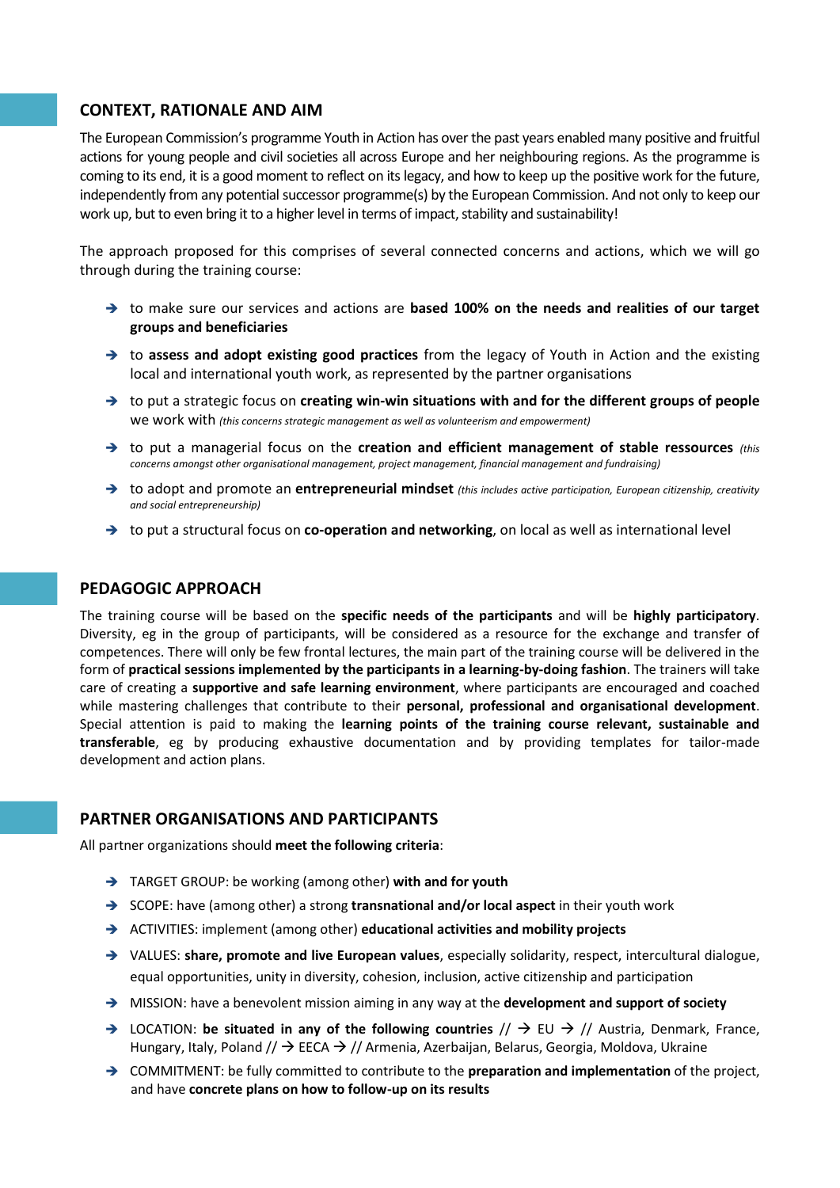## CONTEXT, RATIONALE AND AIM

The European Commission's programme Youth in Action has over the past years enabled many positive and fruitful actions for young people and civil societies all across Europe and her neighbouring regions. As the programme is coming to its end, it is a good moment to reflect on its legacy, and how to keep up the positive work for the future, independently from any potential successor programme(s) by the European Commission. And not only to keep our work up, but to even bring it to a higher level in terms of impact, stability and sustainability!

The approach proposed for this comprises of several connected concerns and actions, which we will go through during the training course:

- → to make sure our services and actions are **based 100% on the needs and realities of our target groups and beneficiaries**
- → to **assess and adopt existing good practices** from the legacy of Youth in Action and the existing local and international youth work, as represented by the partner organisations
- → to put a strategic focus on **creating win-win situations with and for the different groups of people** we work with *(this concerns strategic management as well as volunteerism and empowerment)*
- → to put a managerial focus on the **creation and efficient management of stable ressources** *(this concerns amongst other organisational management, project management, financial management and fundraising)*
- → to adopt and promote an **entrepreneurial mindset** *(this includes active participation, European citizenship, creativity and social entrepreneurship)*
- → to put a structural focus on **co-operation and networking**, on local as well as international level

## PEDAGOGIC APPROACH

The training course will be based on the **specific needs of the participants** and will be **highly participatory**. Diversity, eg in the group of participants, will be considered as a resource for the exchange and transfer of competences. There will only be few frontal lectures, the main part of the training course will be delivered in the form of **practical sessions implemented by the participants in a learning-by-doing fashion**. The trainers will take care of creating a **supportive and safe learning environment**, where participants are encouraged and coached while mastering challenges that contribute to their **personal, professional and organisational development**. Special attention is paid to making the **learning points of the training course relevant, sustainable and transferable**, eg by producing exhaustive documentation and by providing templates for tailor-made development and action plans.

## PARTNER ORGANISATIONS AND PARTICIPANTS

All partner organizations should **meet the following criteria**:

- → TARGET GROUP: be working (among other) **with and for youth**
- → SCOPE: have (among other) a strong **transnational and/or local aspect** in their youth work
- → ACTIVITIES: implement (among other) **educational activities and mobility projects**
- → VALUES: **share, promote and live European values**, especially solidarity, respect, intercultural dialogue, equal opportunities, unity in diversity, cohesion, inclusion, active citizenship and participation
- → MISSION: have a benevolent mission aiming in any way at the **development and support of society**
- → LOCATION: **be situated in any of the following countries** // → EU → // Austria, Denmark, France, Hungary, Italy, Poland // → EECA → // Armenia, Azerbaijan, Belarus, Georgia, Moldova, Ukraine
- → COMMITMENT: be fully committed to contribute to the **preparation and implementation** of the project, and have **concrete plans on how to follow-up on its results**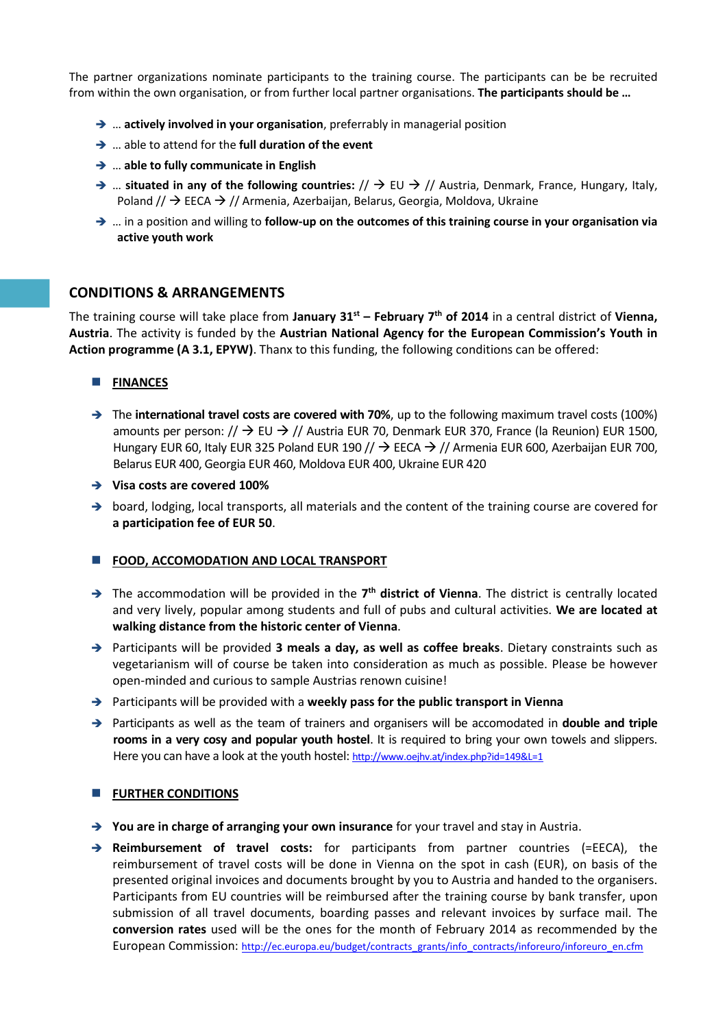The partner organizations nominate participants to the training course. The participants can be be recruited from within the own organisation, or from further local partner organisations. **The participants should be …**

- … **actively involved in your organisation**, preferrably in managerial position
- … able to attend for the **full duration of the event**
- … **able to fully communicate in English**
- … **situated in any of the following countries:** // → EU → // Austria, Denmark, France, Hungary, Italy, Poland // → EECA → // Armenia, Azerbaijan, Belarus, Georgia, Moldova, Ukraine
- … in a position and willing to **follow-up on the outcomes of this training course in your organisation via active youth work**

## CONDITIONS & ARRANGEMENTS

The training course will take place from **January 31st – February 7th of 2014** in a central district of **Vienna, Austria**. The activity is funded by the **Austrian National Agency for the European Commission's Youth in Action programme (A 3.1, EPYW)**. Thanx to this funding, the following conditions can be offered:

### FINANCES

- The **international travel costs are covered with 70%**, up to the following maximum travel costs (100%) amounts per person: // → EU → // Austria EUR 70, Denmark EUR 370, France (la Reunion) EUR 1500, Hungary EUR 60, Italy EUR 325 Poland EUR 190 // → EECA → // Armenia EUR 600, Azerbaijan EUR 700, Belarus EUR 400, Georgia EUR 460, Moldova EUR 400, Ukraine EUR 420
- **Visa costs are covered 100%**
- board, lodging, local transports, all materials and the content of the training course are covered for **a participation fee of EUR 50**.

### FOOD, ACCOMODATION AND LOCAL TRANSPORT

- The accommodation will be provided in the **7th district of Vienna**. The district is centrally located and very lively, popular among students and full of pubs and cultural activities. **We are located at walking distance from the historic center of Vienna**.
- Participants will be provided **3 meals a day, as well as coffee breaks**. Dietary constraints such as vegetarianism will of course be taken into consideration as much as possible. Please be however open-minded and curious to sample Austrias renown cuisine!
- Participants will be provided with a **weekly pass for the public transport in Vienna**
- Participants as well as the team of trainers and organisers will be accomodated in **double and triple rooms in a very cosy and popular youth hostel**. It is required to bring your own towels and slippers. Here you can have a look at the youth hostel: http://www.oejhv.at/index.php?id=149&L=1

### FURTHER CONDITIONS

- **You are in charge of arranging your own insurance** for your travel and stay in Austria.
- **Reimbursement of travel costs:** for participants from partner countries (=EECA), the reimbursement of travel costs will be done in Vienna on the spot in cash (EUR), on basis of the presented original invoices and documents brought by you to Austria and handed to the organisers. Participants from EU countries will be reimbursed after the training course by bank transfer, upon submission of all travel documents, boarding passes and relevant invoices by surface mail. The **conversion rates** used will be the ones for the month of February 2014 as recommended by the European Commission: http://ec.europa.eu/budget/contracts_grants/info_contracts/inforeuro/inforeuro_en.cfm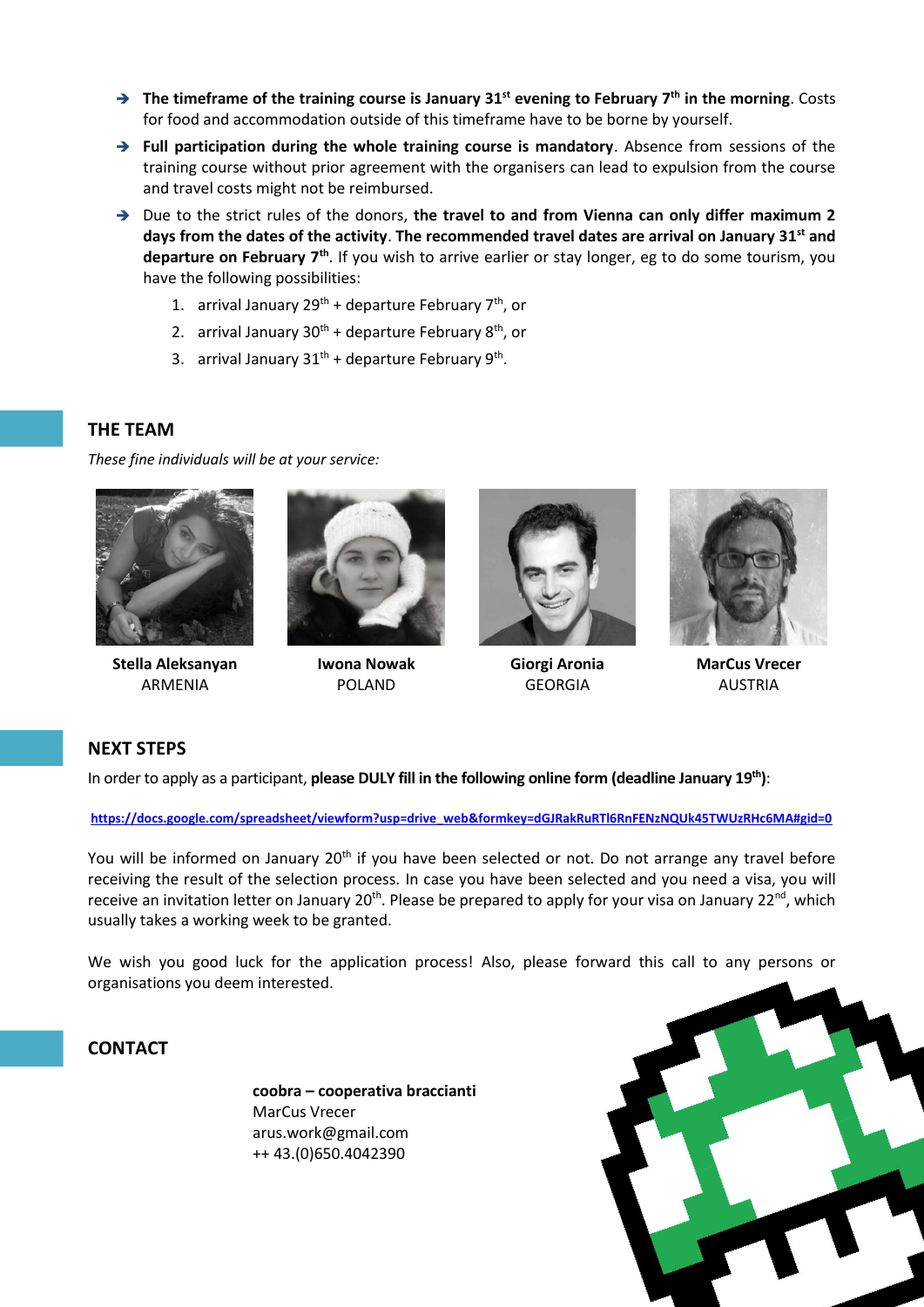- **The timeframe of the training course is January 31st evening to February 7th in the morning**. Costs for food and accommodation outside of this timeframe have to be borne by yourself.
- **Full participation during the whole training course is mandatory**. Absence from sessions of the training course without prior agreement with the organisers can lead to expulsion from the course and travel costs might not be reimbursed.
- Due to the strict rules of the donors, **the travel to and from Vienna can only differ maximum 2 days from the dates of the activity**. **The recommended travel dates are arrival on January 31st and departure on February 7th**. If you wish to arrive earlier or stay longer, eg to do some tourism, you have the following possibilities:
  1. arrival January 29th + departure February 7th, or
  2. arrival January 30th + departure February 8th, or
  3. arrival January 31st + departure February 9th.

## THE TEAM

*These fine individuals will be at your service:*

**Stella Aleksanyan**
ARMENIA

**Iwona Nowak**
POLAND

**Giorgi Aronia**
GEORGIA

**MarCus Vrecer**
AUSTRIA

## NEXT STEPS

In order to apply as a participant, **please DULY fill in the following online form (deadline January 19th)**:

https://docs.google.com/spreadsheet/viewform?usp=drive_web&formkey=dGJRakRuRTl6RnFENzNQUk45TWUzRHc6MA#gid=0

You will be informed on January 20th if you have been selected or not. Do not arrange any travel before receiving the result of the selection process. In case you have been selected and you need a visa, you will receive an invitation letter on January 20th. Please be prepared to apply for your visa on January 22nd, which usually takes a working week to be granted.

We wish you good luck for the application process! Also, please forward this call to any persons or organisations you deem interested.

## CONTACT

**coobra – cooperativa braccianti**
MarCus Vrecer
arus.work@gmail.com
++ 43.(0)650.4042390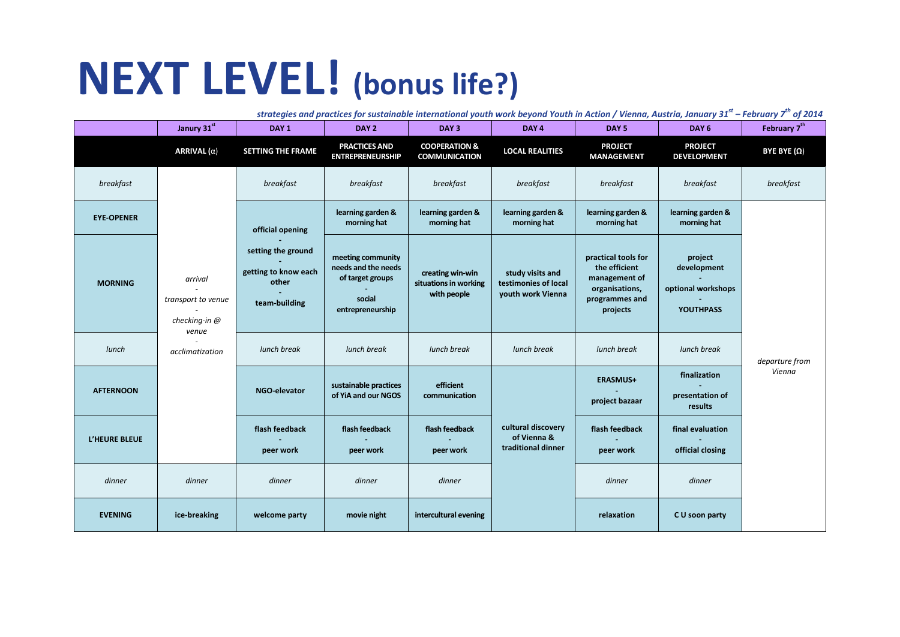# NEXT LEVEL! (bonus life?)

*strategies and practices for sustainable international youth work beyond Youth in Action / Vienna, Austria, January 31st – February 7th of 2014*

| | Janury 31st | DAY 1 | DAY 2 | DAY 3 | DAY 4 | DAY 5 | DAY 6 | February 7th |
|---|---|---|---|---|---|---|---|---|
| | **ARRIVAL (α)** | **SETTING THE FRAME** | **PRACTICES AND ENTREPRENEURSHIP** | **COOPERATION & COMMUNICATION** | **LOCAL REALITIES** | **PROJECT MANAGEMENT** | **PROJECT DEVELOPMENT** | **BYE BYE (Ω)** |
| *breakfast* | *arrival - transport to venue - checking-in @ venue - acclimatization* | *breakfast* | *breakfast* | *breakfast* | *breakfast* | *breakfast* | *breakfast* | *breakfast* |
| **EYE-OPENER** | | **official opening - setting the ground - getting to know each other - team-building** | **learning garden & morning hat** | **learning garden & morning hat** | **learning garden & morning hat** | **learning garden & morning hat** | **learning garden & morning hat** | *departure from Vienna* |
| **MORNING** | | | **meeting community needs and the needs of target groups - social entrepreneurship** | **creating win-win situations in working with people** | **study visits and testimonies of local youth work Vienna** | **practical tools for the efficient management of organisations, programmes and projects** | **project development - optional workshops - YOUTHPASS** | |
| *lunch* | | *lunch break* | *lunch break* | *lunch break* | *lunch break* | *lunch break* | *lunch break* | |
| **AFTERNOON** | | **NGO-elevator** | **sustainable practices of YiA and our NGOS** | **efficient communication** | **cultural discovery of Vienna & traditional dinner** | **ERASMUS+ - project bazaar** | **finalization - presentation of results** | |
| **L'HEURE BLEUE** | | **flash feedback - peer work** | **flash feedback - peer work** | **flash feedback - peer work** | | **flash feedback - peer work** | **final evaluation - official closing** | |
| *dinner* | *dinner* | *dinner* | *dinner* | *dinner* | | *dinner* | *dinner* | |
| **EVENING** | **ice-breaking** | **welcome party** | **movie night** | **intercultural evening** | | **relaxation** | **C U soon party** | |